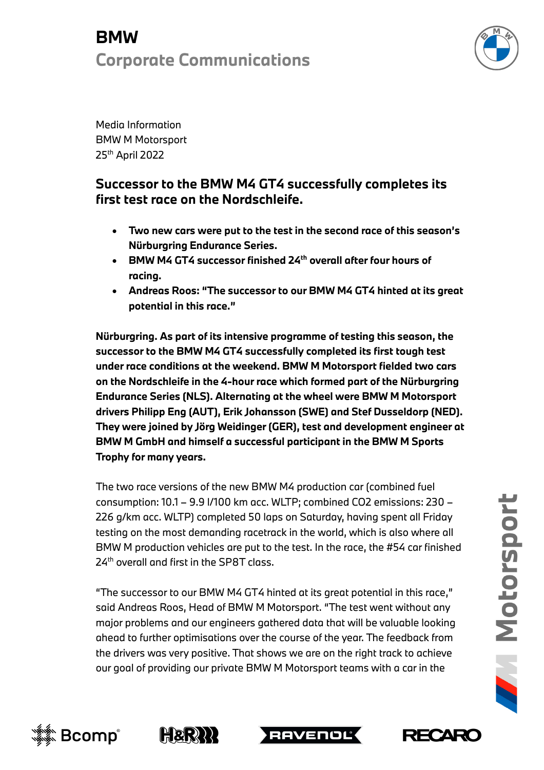# BMW
## Corporate Communications

Media Information
BMW M Motorsport
25th April 2022

## Successor to the BMW M4 GT4 successfully completes its first test race on the Nordschleife.

- **Two new cars were put to the test in the second race of this season's Nürburgring Endurance Series.**
- **BMW M4 GT4 successor finished 24th overall after four hours of racing.**
- **Andreas Roos: "The successor to our BMW M4 GT4 hinted at its great potential in this race."**

**Nürburgring. As part of its intensive programme of testing this season, the successor to the BMW M4 GT4 successfully completed its first tough test under race conditions at the weekend. BMW M Motorsport fielded two cars on the Nordschleife in the 4-hour race which formed part of the Nürburgring Endurance Series (NLS). Alternating at the wheel were BMW M Motorsport drivers Philipp Eng (AUT), Erik Johansson (SWE) and Stef Dusseldorp (NED). They were joined by Jörg Weidinger (GER), test and development engineer at BMW M GmbH and himself a successful participant in the BMW M Sports Trophy for many years.**

The two race versions of the new BMW M4 production car (combined fuel consumption: 10.1 – 9.9 l/100 km acc. WLTP; combined $CO_2$ emissions: 230 – 226 g/km acc. WLTP) completed 50 laps on Saturday, having spent all Friday testing on the most demanding racetrack in the world, which is also where all BMW M production vehicles are put to the test. In the race, the #54 car finished 24th overall and first in the SP8T class.

"The successor to our BMW M4 GT4 hinted at its great potential in this race," said Andreas Roos, Head of BMW M Motorsport. "The test went without any major problems and our engineers gathered data that will be valuable looking ahead to further optimisations over the course of the year. The feedback from the drivers was very positive. That shows we are on the right track to achieve our goal of providing our private BMW M Motorsport teams with a car in the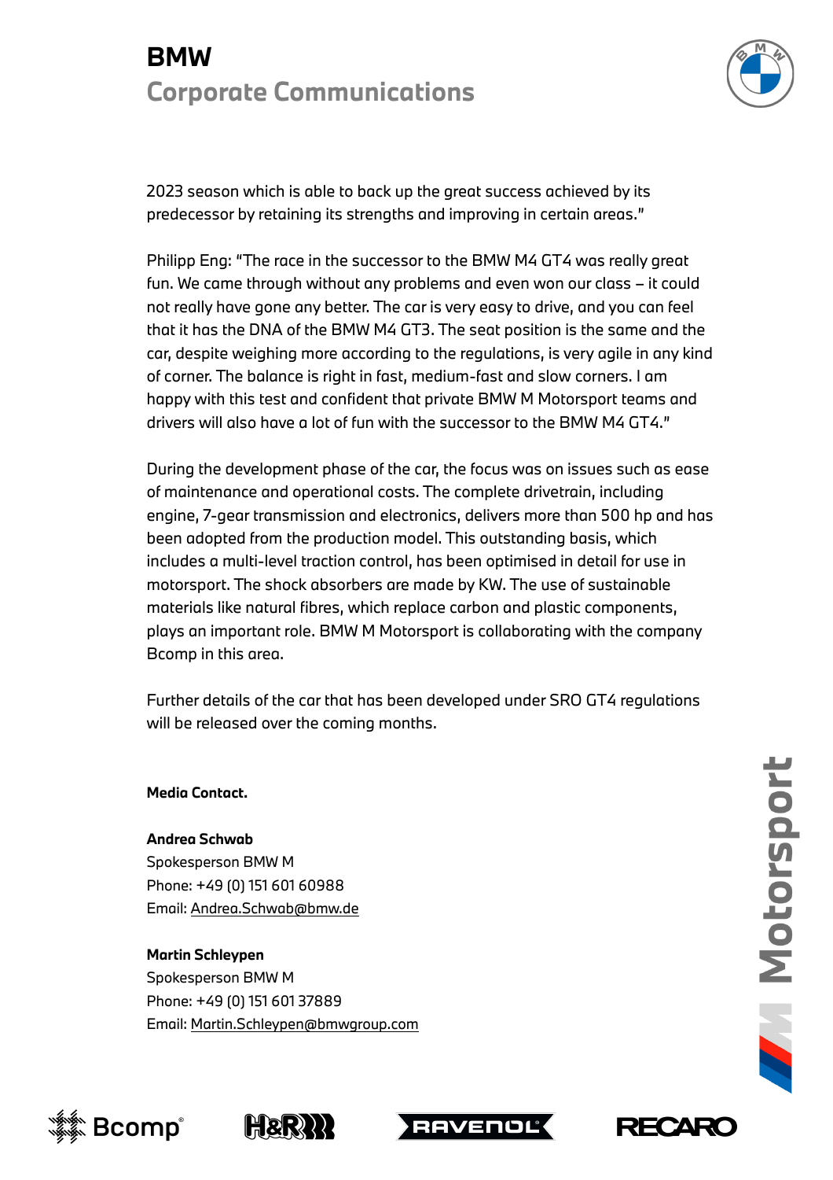2023 season which is able to back up the great success achieved by its predecessor by retaining its strengths and improving in certain areas."

Philipp Eng: "The race in the successor to the BMW M4 GT4 was really great fun. We came through without any problems and even won our class – it could not really have gone any better. The car is very easy to drive, and you can feel that it has the DNA of the BMW M4 GT3. The seat position is the same and the car, despite weighing more according to the regulations, is very agile in any kind of corner. The balance is right in fast, medium-fast and slow corners. I am happy with this test and confident that private BMW M Motorsport teams and drivers will also have a lot of fun with the successor to the BMW M4 GT4."

During the development phase of the car, the focus was on issues such as ease of maintenance and operational costs. The complete drivetrain, including engine, 7-gear transmission and electronics, delivers more than 500 hp and has been adopted from the production model. This outstanding basis, which includes a multi-level traction control, has been optimised in detail for use in motorsport. The shock absorbers are made by KW. The use of sustainable materials like natural fibres, which replace carbon and plastic components, plays an important role. BMW M Motorsport is collaborating with the company Bcomp in this area.

Further details of the car that has been developed under SRO GT4 regulations will be released over the coming months.

**Media Contact.**

**Andrea Schwab**
Spokesperson BMW M
Phone: +49 (0) 151 601 60988
Email: Andrea.Schwab@bmw.de

**Martin Schleypen**
Spokesperson BMW M
Phone: +49 (0) 151 601 37889
Email: Martin.Schleypen@bmwgroup.com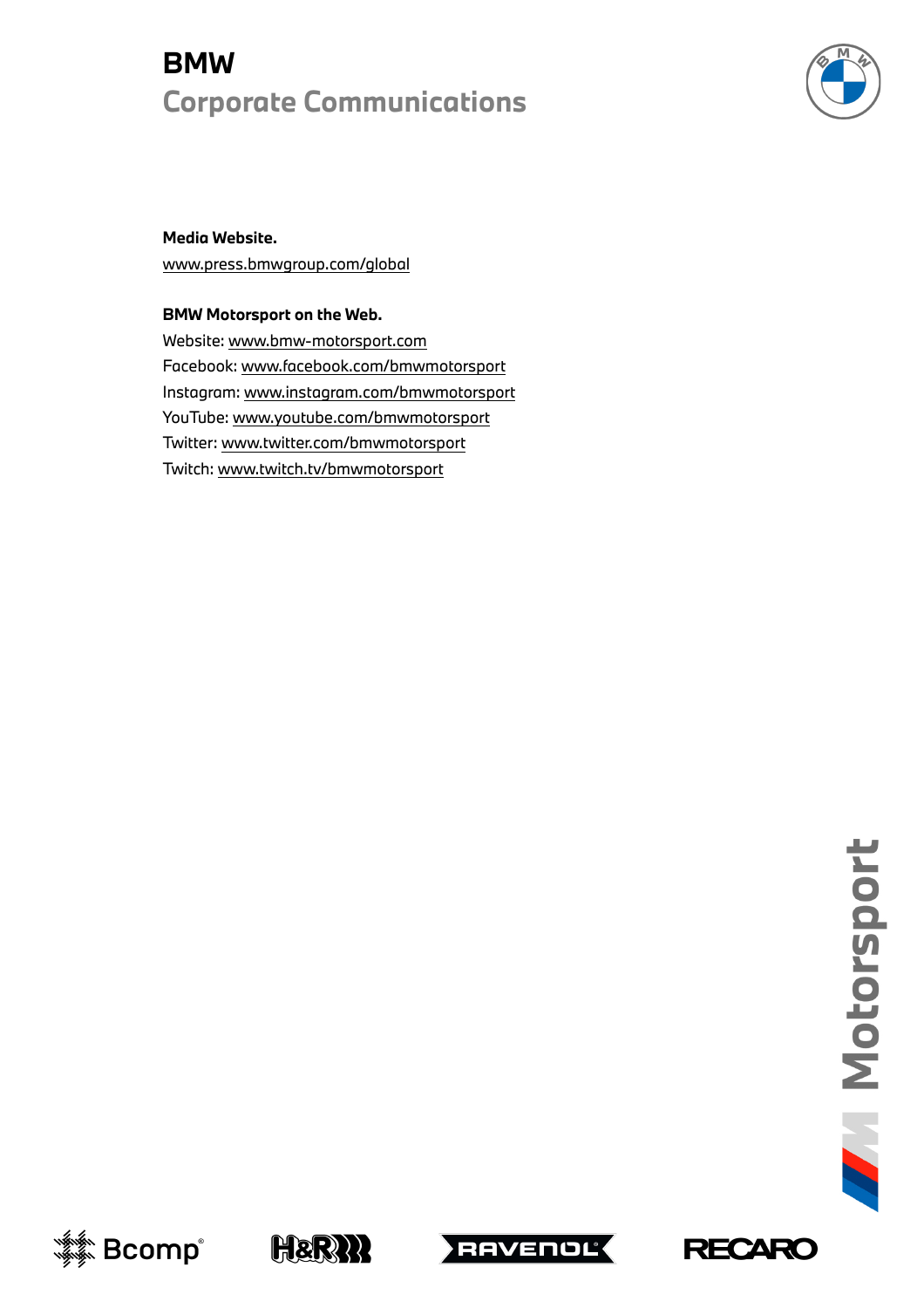**Media Website.**
www.press.bmwgroup.com/global

**BMW Motorsport on the Web.**
Website: www.bmw-motorsport.com
Facebook: www.facebook.com/bmwmotorsport
Instagram: www.instagram.com/bmwmotorsport
YouTube: www.youtube.com/bmwmotorsport
Twitter: www.twitter.com/bmwmotorsport
Twitch: www.twitch.tv/bmwmotorsport